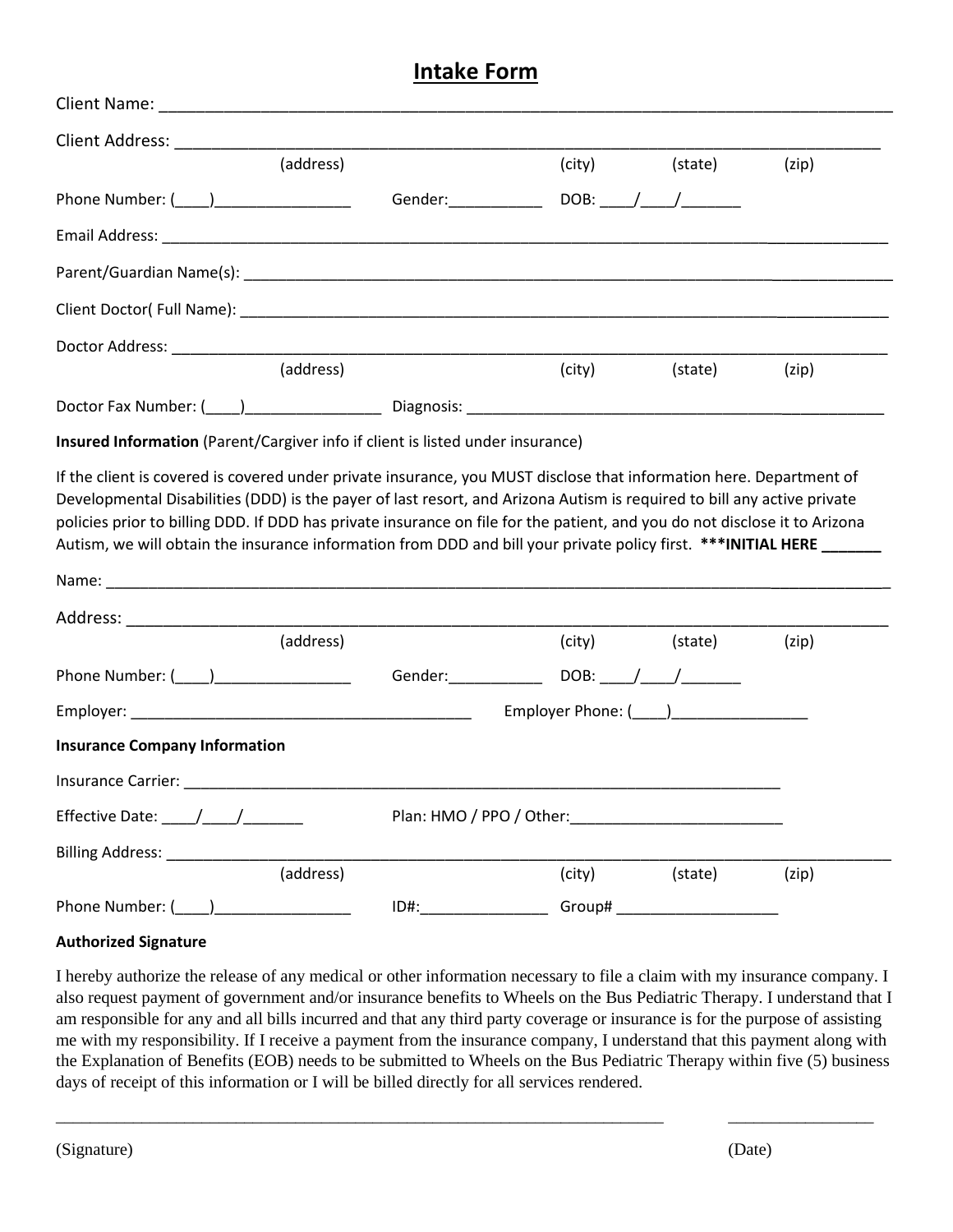# Intake Form

Client Name: ______________________________________________________________________________

Client Address: ___________________________________________________________________________
(address) (city) (state) (zip)

Phone Number: (____)________________ Gender:___________ DOB: ____/____/_______

Email Address: ______________________________________________________________________________

Parent/Guardian Name(s): _____________________________________________________________________

Client Doctor( Full Name): ____________________________________________________________________

Doctor Address: _____________________________________________________________________________
(address) (city) (state) (zip)

Doctor Fax Number: (____)________________ Diagnosis: ___________________________________________

**Insured Information** (Parent/Cargiver info if client is listed under insurance)

If the client is covered is covered under private insurance, you MUST disclose that information here. Department of Developmental Disabilities (DDD) is the payer of last resort, and Arizona Autism is required to bill any active private policies prior to billing DDD. If DDD has private insurance on file for the patient, and you do not disclose it to Arizona Autism, we will obtain the insurance information from DDD and bill your private policy first. **\*\*\*INITIAL HERE _______**

Name: ______________________________________________________________________________________

Address: ____________________________________________________________________________________
(address) (city) (state) (zip)

Phone Number: (____)________________ Gender:___________ DOB: ____/____/_______

Employer: ________________________________________ Employer Phone: (____)________________

**Insurance Company Information**

Insurance Carrier: _________________________________________________________________________

Effective Date: ____/____/_______ Plan: HMO / PPO / Other:_________________________

Billing Address: _____________________________________________________________________________
(address) (city) (state) (zip)

Phone Number: (____)________________ ID#:_______________ Group# ___________________

**Authorized Signature**

I hereby authorize the release of any medical or other information necessary to file a claim with my insurance company. I also request payment of government and/or insurance benefits to Wheels on the Bus Pediatric Therapy. I understand that I am responsible for any and all bills incurred and that any third party coverage or insurance is for the purpose of assisting me with my responsibility. If I receive a payment from the insurance company, I understand that this payment along with the Explanation of Benefits (EOB) needs to be submitted to Wheels on the Bus Pediatric Therapy within five (5) business days of receipt of this information or I will be billed directly for all services rendered.

__________________________________________________________________________ _________________

(Signature) (Date)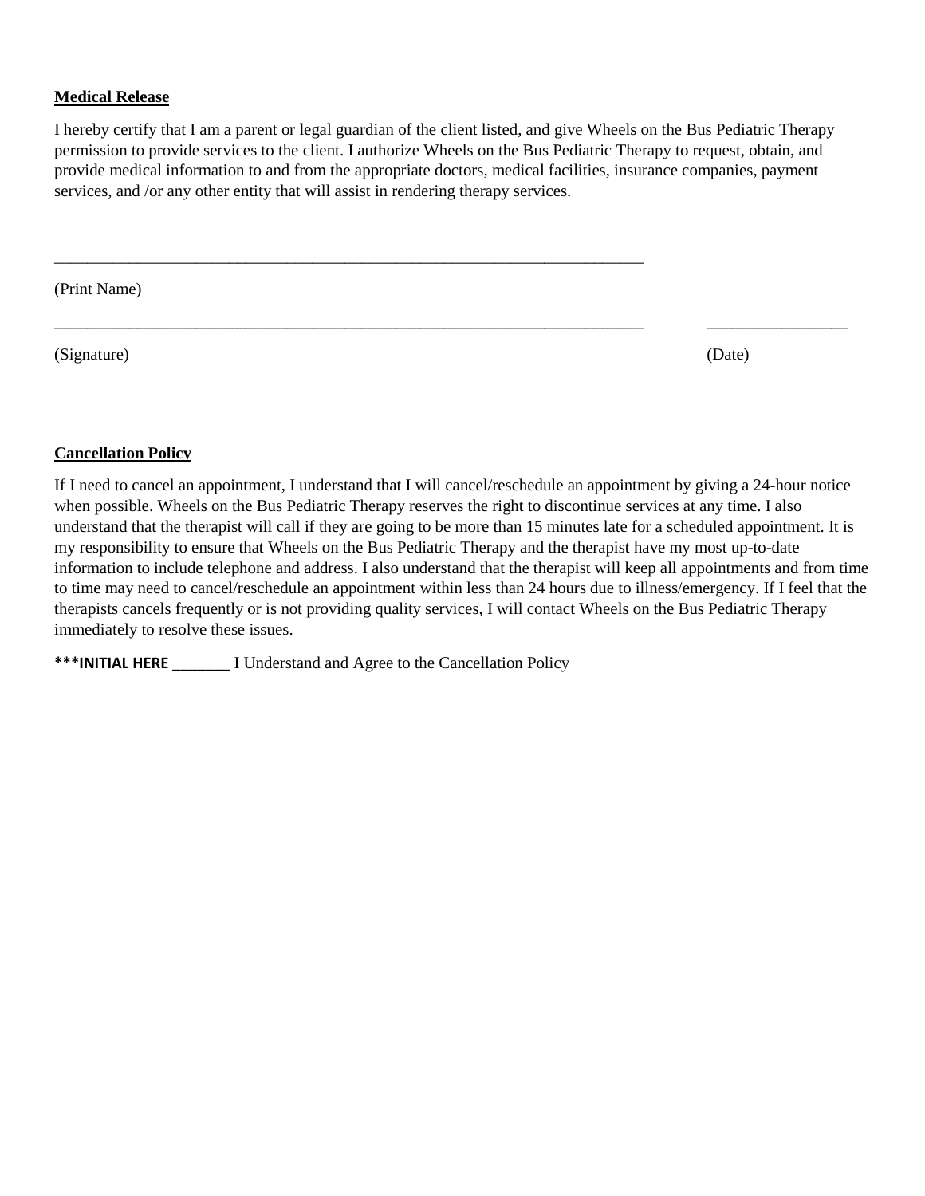**Medical Release**

I hereby certify that I am a parent or legal guardian of the client listed, and give Wheels on the Bus Pediatric Therapy permission to provide services to the client. I authorize Wheels on the Bus Pediatric Therapy to request, obtain, and provide medical information to and from the appropriate doctors, medical facilities, insurance companies, payment services, and /or any other entity that will assist in rendering therapy services.

___________________________________________________________________________

(Print Name)

___________________________________________________________________________ __________________

(Signature) (Date)

**Cancellation Policy**

If I need to cancel an appointment, I understand that I will cancel/reschedule an appointment by giving a 24-hour notice when possible. Wheels on the Bus Pediatric Therapy reserves the right to discontinue services at any time. I also understand that the therapist will call if they are going to be more than 15 minutes late for a scheduled appointment. It is my responsibility to ensure that Wheels on the Bus Pediatric Therapy and the therapist have my most up-to-date information to include telephone and address. I also understand that the therapist will keep all appointments and from time to time may need to cancel/reschedule an appointment within less than 24 hours due to illness/emergency. If I feel that the therapists cancels frequently or is not providing quality services, I will contact Wheels on the Bus Pediatric Therapy immediately to resolve these issues.

**\*\*\*INITIAL HERE _______** I Understand and Agree to the Cancellation Policy